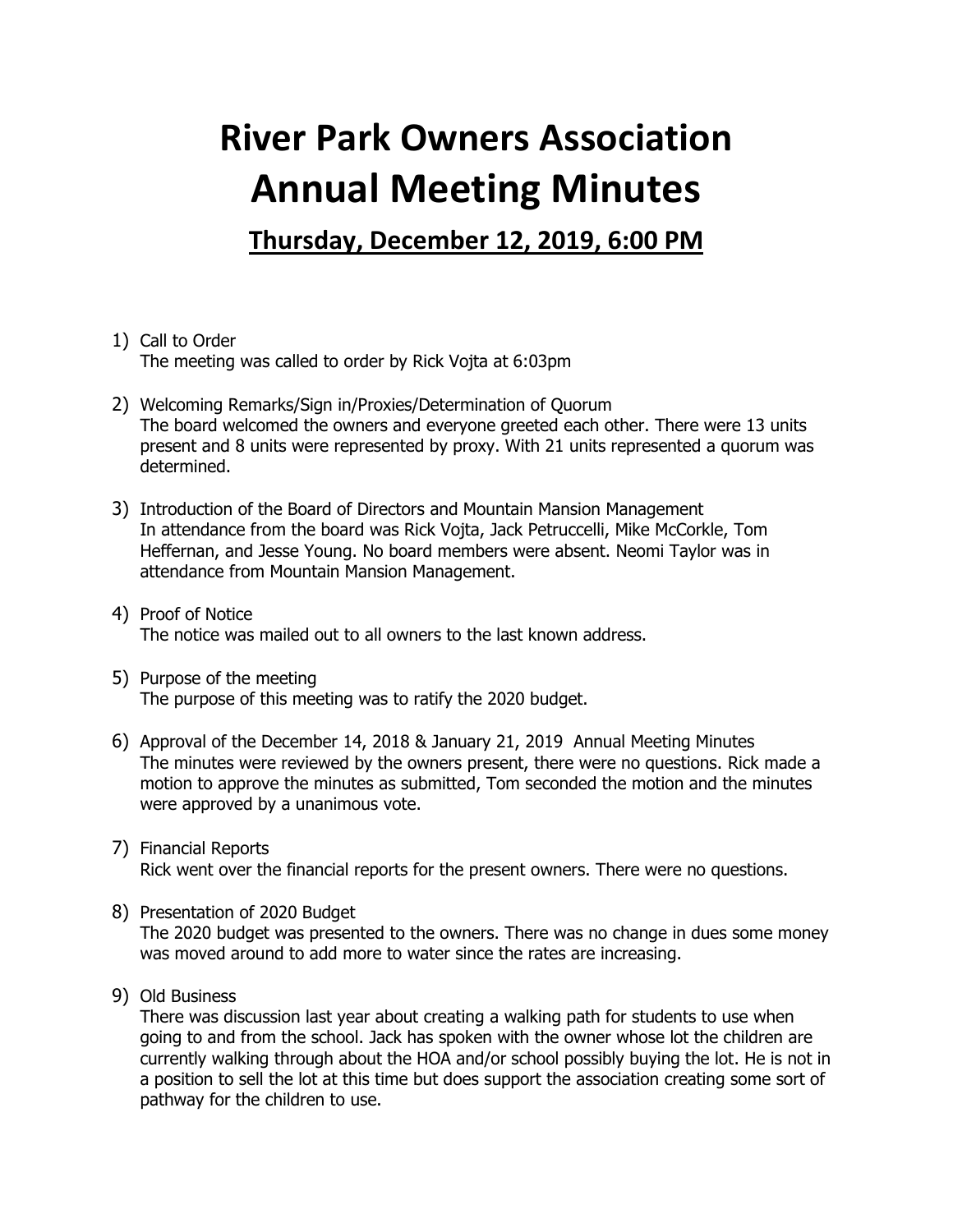# River Park Owners Association
# Annual Meeting Minutes

## Thursday, December 12, 2019, 6:00 PM

1) Call to Order
   The meeting was called to order by Rick Vojta at 6:03pm

2) Welcoming Remarks/Sign in/Proxies/Determination of Quorum
   The board welcomed the owners and everyone greeted each other. There were 13 units present and 8 units were represented by proxy. With 21 units represented a quorum was determined.

3) Introduction of the Board of Directors and Mountain Mansion Management
   In attendance from the board was Rick Vojta, Jack Petruccelli, Mike McCorkle, Tom Heffernan, and Jesse Young. No board members were absent. Neomi Taylor was in attendance from Mountain Mansion Management.

4) Proof of Notice
   The notice was mailed out to all owners to the last known address.

5) Purpose of the meeting
   The purpose of this meeting was to ratify the 2020 budget.

6) Approval of the December 14, 2018 & January 21, 2019 Annual Meeting Minutes
   The minutes were reviewed by the owners present, there were no questions. Rick made a motion to approve the minutes as submitted, Tom seconded the motion and the minutes were approved by a unanimous vote.

7) Financial Reports
   Rick went over the financial reports for the present owners. There were no questions.

8) Presentation of 2020 Budget
   The 2020 budget was presented to the owners. There was no change in dues some money was moved around to add more to water since the rates are increasing.

9) Old Business
   There was discussion last year about creating a walking path for students to use when going to and from the school. Jack has spoken with the owner whose lot the children are currently walking through about the HOA and/or school possibly buying the lot. He is not in a position to sell the lot at this time but does support the association creating some sort of pathway for the children to use.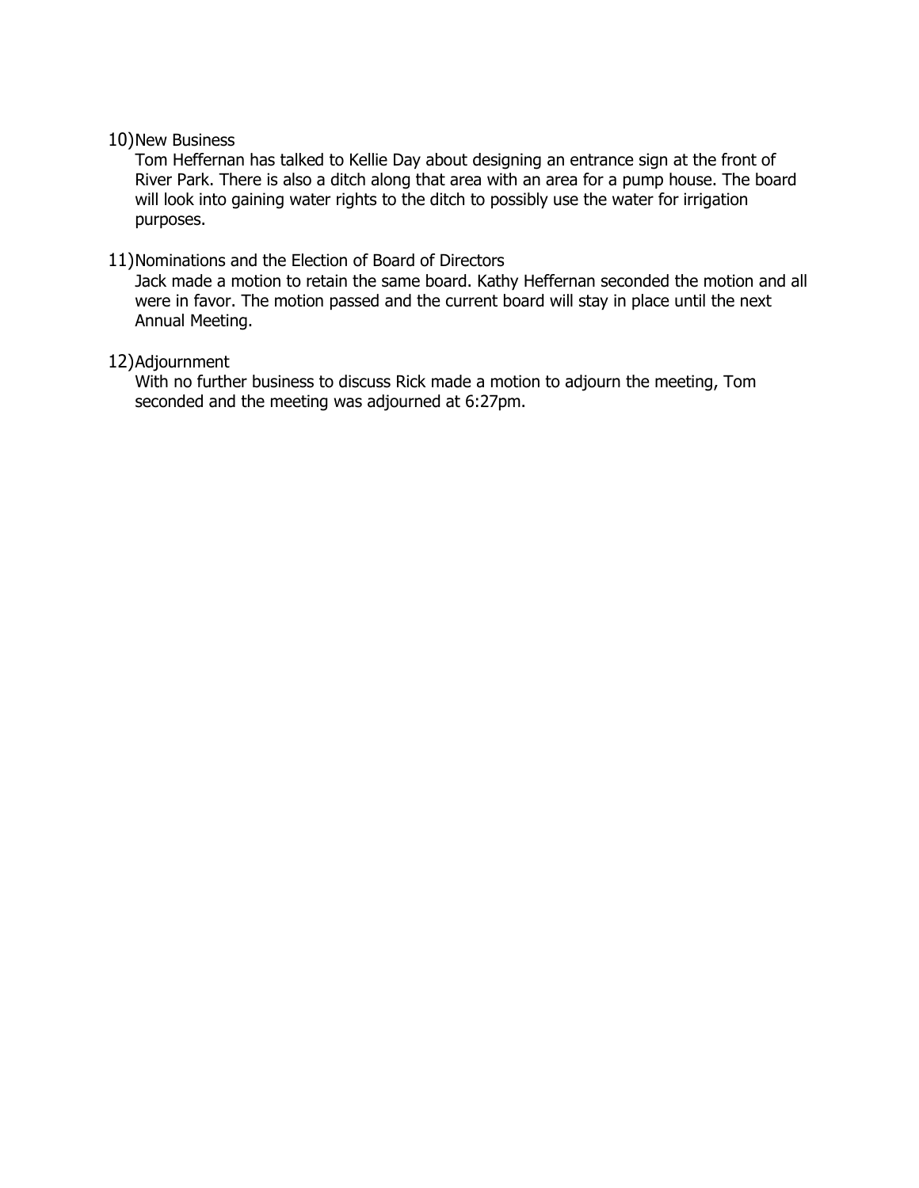10) New Business

Tom Heffernan has talked to Kellie Day about designing an entrance sign at the front of River Park. There is also a ditch along that area with an area for a pump house. The board will look into gaining water rights to the ditch to possibly use the water for irrigation purposes.

11) Nominations and the Election of Board of Directors

Jack made a motion to retain the same board. Kathy Heffernan seconded the motion and all were in favor. The motion passed and the current board will stay in place until the next Annual Meeting.

12) Adjournment

With no further business to discuss Rick made a motion to adjourn the meeting, Tom seconded and the meeting was adjourned at 6:27pm.